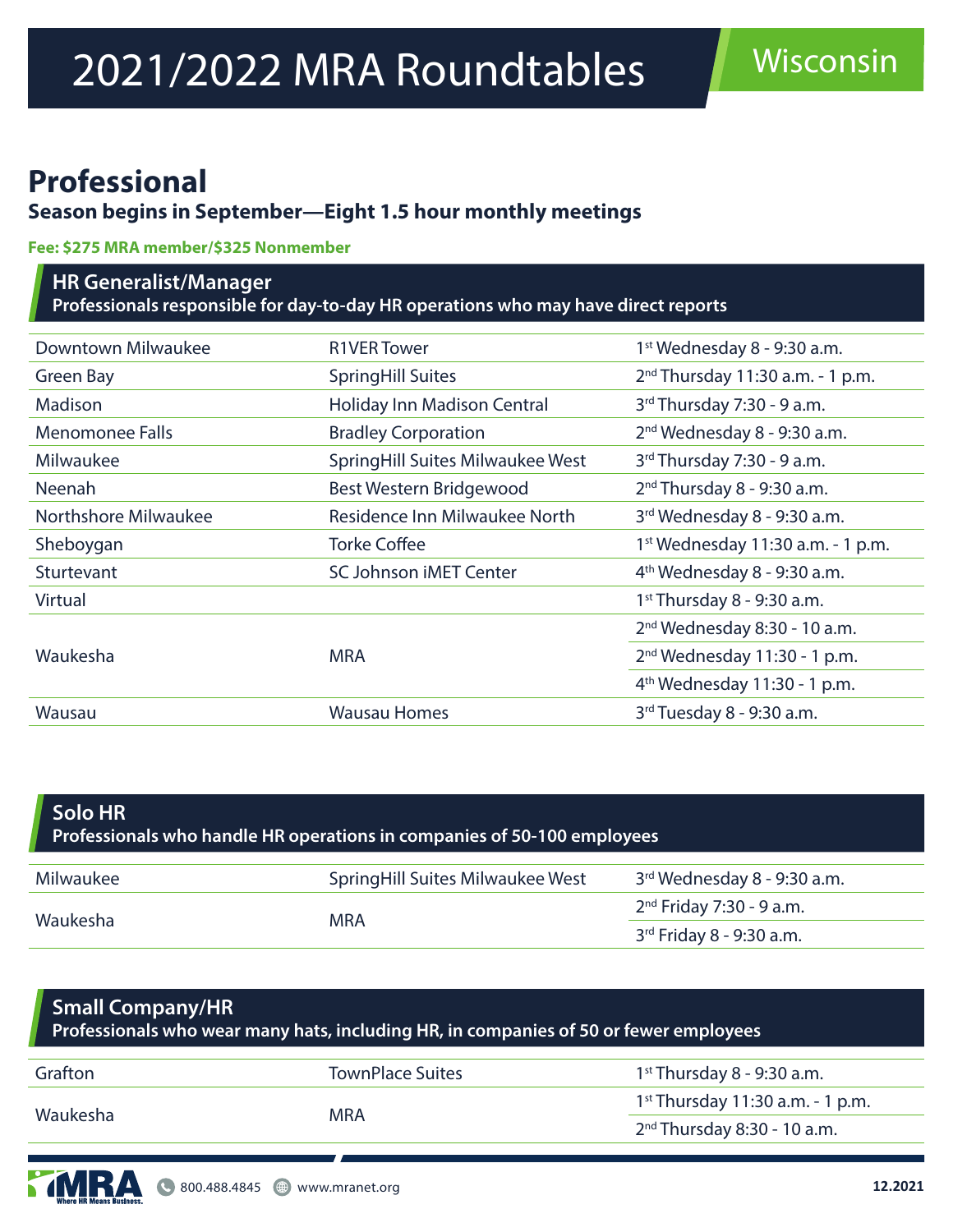# 2021/2022 MRA Roundtables

Wisconsin

## Professional

**Season begins in September—Eight 1.5 hour monthly meetings**

**Fee: $275 MRA member/$325 Nonmember**

### HR Generalist/Manager

**Professionals responsible for day-to-day HR operations who may have direct reports**

| Location | Venue | Schedule |
|---|---|---|
| Downtown Milwaukee | R1VER Tower | 1st Wednesday 8 - 9:30 a.m. |
| Green Bay | SpringHill Suites | 2nd Thursday 11:30 a.m. - 1 p.m. |
| Madison | Holiday Inn Madison Central | 3rd Thursday 7:30 - 9 a.m. |
| Menomonee Falls | Bradley Corporation | 2nd Wednesday 8 - 9:30 a.m. |
| Milwaukee | SpringHill Suites Milwaukee West | 3rd Thursday 7:30 - 9 a.m. |
| Neenah | Best Western Bridgewood | 2nd Thursday 8 - 9:30 a.m. |
| Northshore Milwaukee | Residence Inn Milwaukee North | 3rd Wednesday 8 - 9:30 a.m. |
| Sheboygan | Torke Coffee | 1st Wednesday 11:30 a.m. - 1 p.m. |
| Sturtevant | SC Johnson iMET Center | 4th Wednesday 8 - 9:30 a.m. |
| Virtual | | 1st Thursday 8 - 9:30 a.m. |
| Waukesha | MRA | 2nd Wednesday 8:30 - 10 a.m. |
| | | 2nd Wednesday 11:30 - 1 p.m. |
| | | 4th Wednesday 11:30 - 1 p.m. |
| Wausau | Wausau Homes | 3rd Tuesday 8 - 9:30 a.m. |

### Solo HR

**Professionals who handle HR operations in companies of 50-100 employees**

| Location | Venue | Schedule |
|---|---|---|
| Milwaukee | SpringHill Suites Milwaukee West | 3rd Wednesday 8 - 9:30 a.m. |
| Waukesha | MRA | 2nd Friday 7:30 - 9 a.m. |
| | | 3rd Friday 8 - 9:30 a.m. |

### Small Company/HR

**Professionals who wear many hats, including HR, in companies of 50 or fewer employees**

| Location | Venue | Schedule |
|---|---|---|
| Grafton | TownPlace Suites | 1st Thursday 8 - 9:30 a.m. |
| Waukesha | MRA | 1st Thursday 11:30 a.m. - 1 p.m. |
| | | 2nd Thursday 8:30 - 10 a.m. |

MRA Where HR Means Business. 800.488.4845 www.mranet.org 12.2021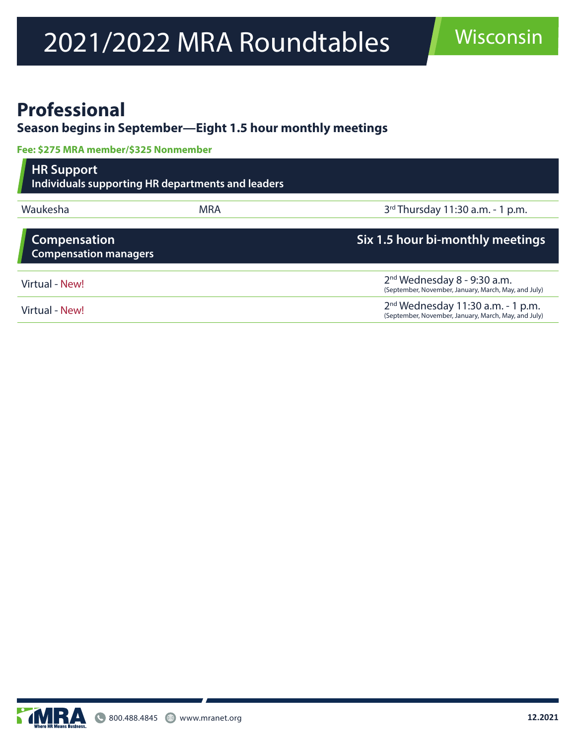# 2021/2022 MRA Roundtables

Wisconsin

## Professional

**Season begins in September—Eight 1.5 hour monthly meetings**

**Fee: $275 MRA member/$325 Nonmember**

### HR Support

**Individuals supporting HR departments and leaders**

| | | |
|---|---|---|
| Waukesha | MRA | 3rd Thursday 11:30 a.m. - 1 p.m. |

### Compensation

**Compensation managers**

**Six 1.5 hour bi-monthly meetings**

| | |
|---|---|
| Virtual - New! | 2nd Wednesday 8 - 9:30 a.m. (September, November, January, March, May, and July) |
| Virtual - New! | 2nd Wednesday 11:30 a.m. - 1 p.m. (September, November, January, March, May, and July) |

MRA Where HR Means Business. 800.488.4845 www.mranet.org

12.2021